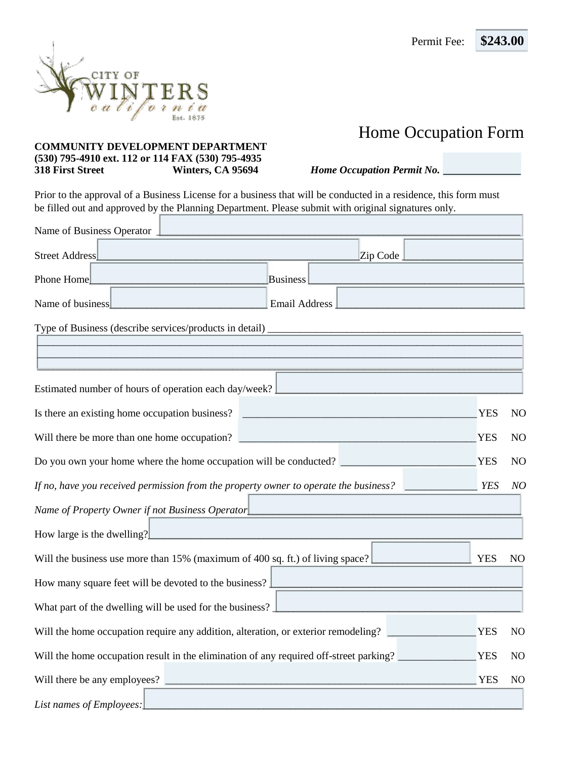Permit Fee: **$243.00**

CITY OF WINTERS california Est. 1875

# Home Occupation Form

**COMMUNITY DEVELOPMENT DEPARTMENT**
**(530) 795-4910 ext. 112 or 114 FAX (530) 795-4935**
**318 First Street Winters, CA 95694**

***Home Occupation Permit No.*** ______________

Prior to the approval of a Business License for a business that will be conducted in a residence, this form must be filled out and approved by the Planning Department. Please submit with original signatures only.

Name of Business Operator ___________________________________________

Street Address ______________________________ Zip Code ______________

Phone Home ______________________ Business ______________________

Name of business ______________________ Email Address ______________________

Type of Business (describe services/products in detail) ______________________________
______________________________________________________________________
______________________________________________________________________
______________________________________________________________________

Estimated number of hours of operation each day/week? ______________________

Is there an existing home occupation business? ______________________ YES NO

Will there be more than one home occupation? ______________________ YES NO

Do you own your home where the home occupation will be conducted? ______________ YES NO

*If no, have you received permission from the property owner to operate the business?* ________ *YES NO*

*Name of Property Owner if not Business Operator* ______________________

How large is the dwelling? ______________________

Will the business use more than 15% (maximum of 400 sq. ft.) of living space? ____________ YES NO

How many square feet will be devoted to the business? ______________________

What part of the dwelling will be used for the business? ______________________

Will the home occupation require any addition, alteration, or exterior remodeling? __________ YES NO

Will the home occupation result in the elimination of any required off-street parking? ________ YES NO

Will there be any employees? ______________________ YES NO

*List names of Employees:* ______________________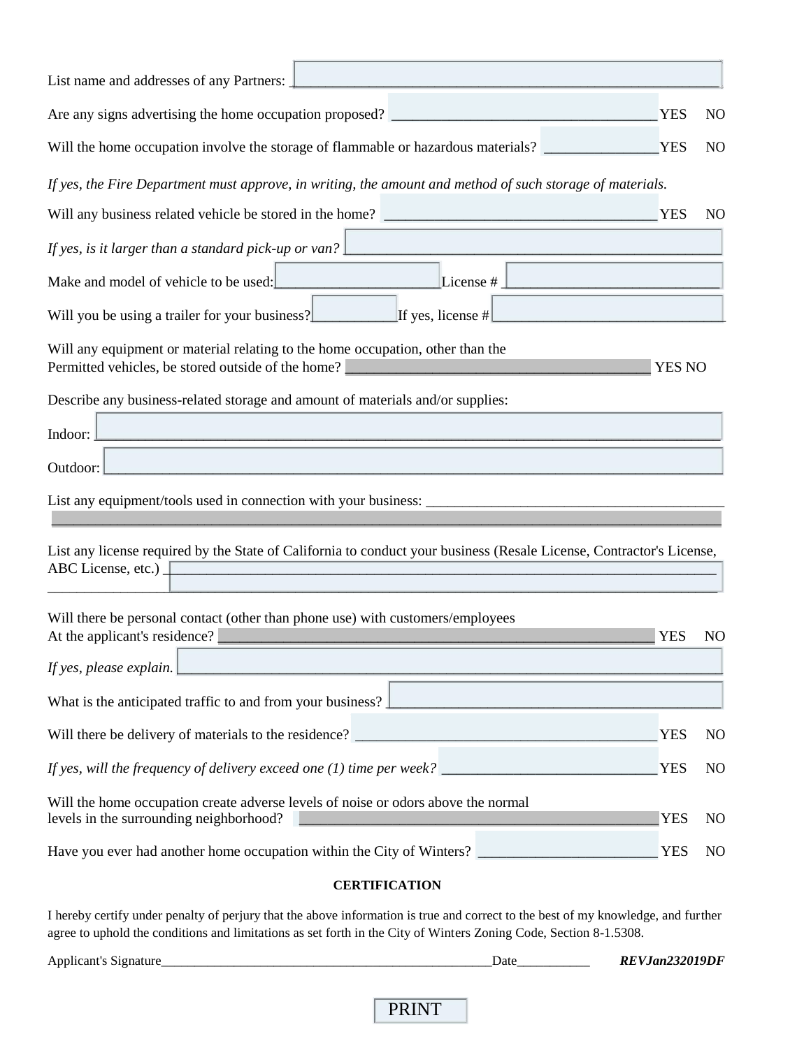List name and addresses of any Partners: ______________________________________________

Are any signs advertising the home occupation proposed? ____________________________ YES NO

Will the home occupation involve the storage of flammable or hazardous materials? ______________ YES NO

*If yes, the Fire Department must approve, in writing, the amount and method of such storage of materials.*

Will any business related vehicle be stored in the home? ____________________________ YES NO

*If yes, is it larger than a standard pick-up or van?* ______________________________________

Make and model of vehicle to be used: ____________________ License # ________________________

Will you be using a trailer for your business? __________ If yes, license # ________________________

Will any equipment or material relating to the home occupation, other than the Permitted vehicles, be stored outside of the home? ______________________________ YES NO

Describe any business-related storage and amount of materials and/or supplies:

Indoor: ____________________________________________________________________

Outdoor: ___________________________________________________________________

List any equipment/tools used in connection with your business: ________________________________
____________________________________________________________________________

List any license required by the State of California to conduct your business (Resale License, Contractor's License, ABC License, etc.) ________________________________________________________
____________________________________________________________________________

Will there be personal contact (other than phone use) with customers/employees At the applicant's residence? ______________________________________________ YES NO

*If yes, please explain.* ___________________________________________________________

What is the anticipated traffic to and from your business? ____________________________________

Will there be delivery of materials to the residence? ________________________________ YES NO

*If yes, will the frequency of delivery exceed one (1) time per week?* ______________________ YES NO

Will the home occupation create adverse levels of noise or odors above the normal levels in the surrounding neighborhood? ______________________________________ YES NO

Have you ever had another home occupation within the City of Winters? ___________________ YES NO

**CERTIFICATION**

I hereby certify under penalty of perjury that the above information is true and correct to the best of my knowledge, and further agree to uphold the conditions and limitations as set forth in the City of Winters Zoning Code, Section 8-1.5308.

Applicant's Signature_____________________________________________ Date__________ ***REVJan232019DF***

PRINT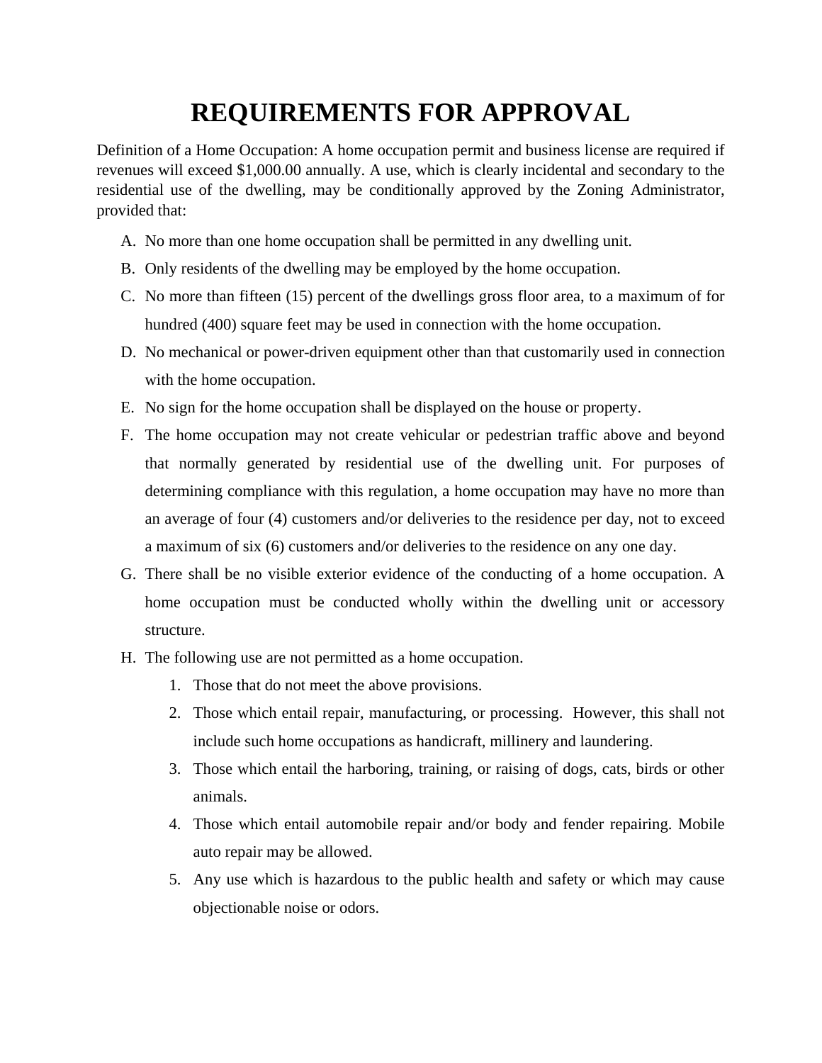# REQUIREMENTS FOR APPROVAL

Definition of a Home Occupation: A home occupation permit and business license are required if revenues will exceed $1,000.00 annually. A use, which is clearly incidental and secondary to the residential use of the dwelling, may be conditionally approved by the Zoning Administrator, provided that:

A. No more than one home occupation shall be permitted in any dwelling unit.

B. Only residents of the dwelling may be employed by the home occupation.

C. No more than fifteen (15) percent of the dwellings gross floor area, to a maximum of for hundred (400) square feet may be used in connection with the home occupation.

D. No mechanical or power-driven equipment other than that customarily used in connection with the home occupation.

E. No sign for the home occupation shall be displayed on the house or property.

F. The home occupation may not create vehicular or pedestrian traffic above and beyond that normally generated by residential use of the dwelling unit. For purposes of determining compliance with this regulation, a home occupation may have no more than an average of four (4) customers and/or deliveries to the residence per day, not to exceed a maximum of six (6) customers and/or deliveries to the residence on any one day.

G. There shall be no visible exterior evidence of the conducting of a home occupation. A home occupation must be conducted wholly within the dwelling unit or accessory structure.

H. The following use are not permitted as a home occupation.

   1. Those that do not meet the above provisions.
   2. Those which entail repair, manufacturing, or processing. However, this shall not include such home occupations as handicraft, millinery and laundering.
   3. Those which entail the harboring, training, or raising of dogs, cats, birds or other animals.
   4. Those which entail automobile repair and/or body and fender repairing. Mobile auto repair may be allowed.
   5. Any use which is hazardous to the public health and safety or which may cause objectionable noise or odors.